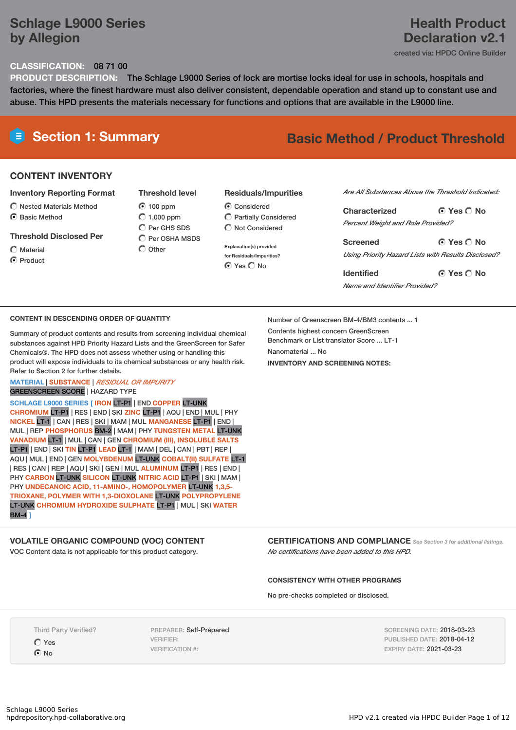# Schlage L9000 Series by Allegion

# Health Product Declaration v2.1

created via: HPDC Online Builder

**CLASSIFICATION:** 08 71 00

**PRODUCT DESCRIPTION:** The Schlage L9000 Series of lock are mortise locks ideal for use in schools, hospitals and factories, where the finest hardware must also deliver consistent, dependable operation and stand up to constant use and abuse. This HPD presents the materials necessary for functions and options that are available in the L9000 line.

## Section 1: Summary

**Basic Method / Product Threshold**

### CONTENT INVENTORY

**Inventory Reporting Format**
- ○ Nested Materials Method
- ● Basic Method

**Threshold Disclosed Per**
- ○ Material
- ● Product

**Threshold level**
- ● 100 ppm
- ○ 1,000 ppm
- ○ Per GHS SDS
- ○ Per OSHA MSDS
- ○ Other

**Residuals/Impurities**
- ● Considered
- ○ Partially Considered
- ○ Not Considered

Explanation(s) provided for Residuals/Impurities?
● Yes ○ No

*Are All Substances Above the Threshold Indicated:*

**Characterized** ● Yes ○ No
*Percent Weight and Role Provided?*

**Screened** ● Yes ○ No
*Using Priority Hazard Lists with Results Disclosed?*

**Identified** ● Yes ○ No
*Name and Identifier Provided?*

### CONTENT IN DESCENDING ORDER OF QUANTITY

Summary of product contents and results from screening individual chemical substances against HPD Priority Hazard Lists and the GreenScreen for Safer Chemicals®. The HPD does not assess whether using or handling this product will expose individuals to its chemical substances or any health risk. Refer to Section 2 for further details.

MATERIAL | SUBSTANCE | *RESIDUAL OR IMPURITY*
GREENSCREEN SCORE | HAZARD TYPE

SCHLAGE L9000 SERIES [ IRON LT-P1 | END COPPER LT-UNK CHROMIUM LT-P1 | RES | END | SKI ZINC LT-P1 | AQU | END | MUL | PHY NICKEL LT-1 | CAN | RES | SKI | MAM | MUL MANGANESE LT-P1 | END | MUL | REP PHOSPHORUS BM-2 | MAM | PHY TUNGSTEN METAL LT-UNK VANADIUM LT-1 | MUL | CAN | GEN CHROMIUM (III), INSOLUBLE SALTS LT-P1 | END | SKI TIN LT-P1 LEAD LT-1 | MAM | DEL | CAN | PBT | REP | AQU | MUL | END | GEN MOLYBDENUM LT-UNK COBALT(II) SULFATE LT-1 | RES | CAN | REP | AQU | SKI | GEN | MUL ALUMINUM LT-P1 | RES | END | PHY CARBON LT-UNK SILICON LT-UNK NITRIC ACID LT-P1 | SKI | MAM | PHY UNDECANOIC ACID, 11-AMINO-, HOMOPOLYMER LT-UNK 1,3,5-TRIOXANE, POLYMER WITH 1,3-DIOXOLANE LT-UNK POLYPROPYLENE LT-UNK CHROMIUM HYDROXIDE SULPHATE LT-P1 | MUL | SKI WATER BM-4 ]

Number of Greenscreen BM-4/BM3 contents ... 1

Contents highest concern GreenScreen Benchmark or List translator Score ... LT-1

Nanomaterial ... No

**INVENTORY AND SCREENING NOTES:**

### VOLATILE ORGANIC COMPOUND (VOC) CONTENT

VOC Content data is not applicable for this product category.

### CERTIFICATIONS AND COMPLIANCE

*See Section 3 for additional listings.*

*No certifications have been added to this HPD.*

### CONSISTENCY WITH OTHER PROGRAMS

No pre-checks completed or disclosed.

Third Party Verified?
- ○ Yes
- ● No

PREPARER: Self-Prepared
VERIFIER:
VERIFICATION #:

SCREENING DATE: 2018-03-23
PUBLISHED DATE: 2018-04-12
EXPIRY DATE: 2021-03-23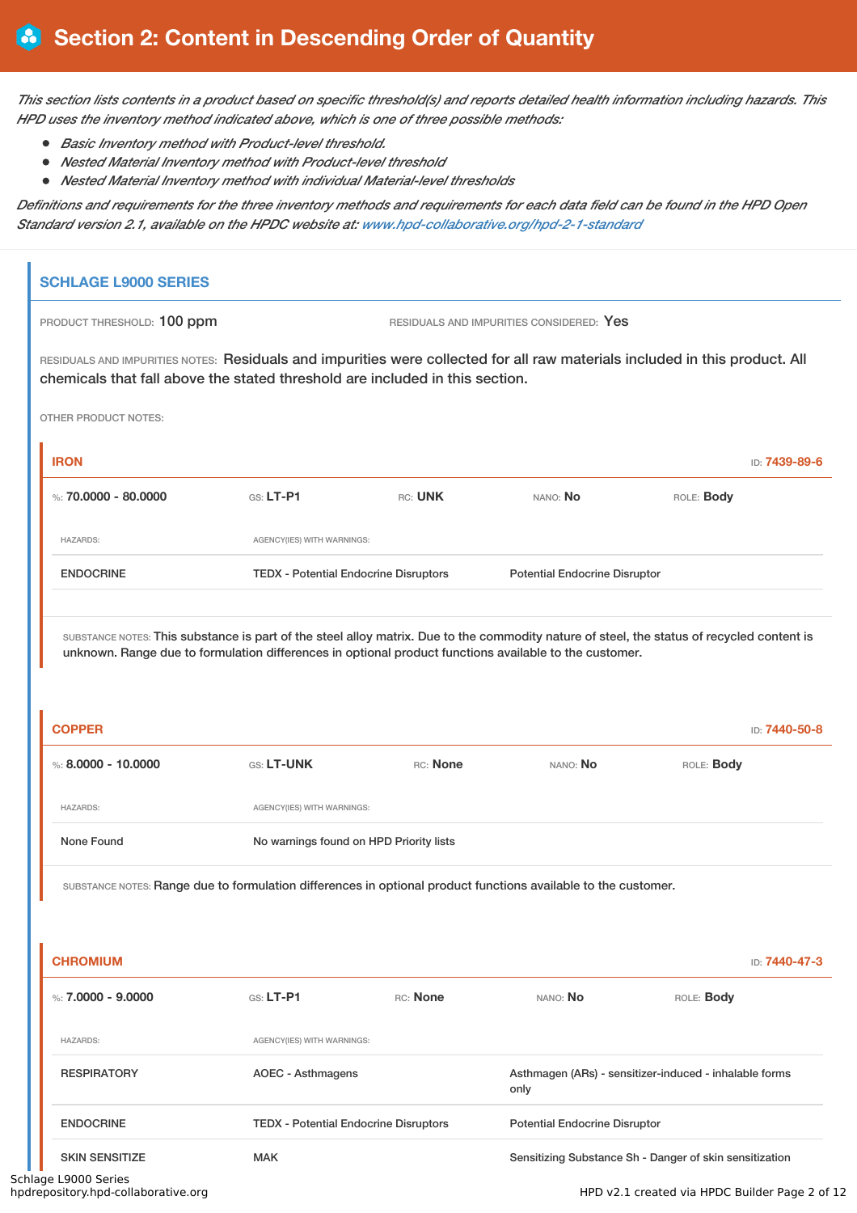# Section 2: Content in Descending Order of Quantity

*This section lists contents in a product based on specific threshold(s) and reports detailed health information including hazards. This HPD uses the inventory method indicated above, which is one of three possible methods:*

- *Basic Inventory method with Product-level threshold.*
- *Nested Material Inventory method with Product-level threshold*
- *Nested Material Inventory method with individual Material-level thresholds*

*Definitions and requirements for the three inventory methods and requirements for each data field can be found in the HPD Open Standard version 2.1, available on the HPDC website at: www.hpd-collaborative.org/hpd-2-1-standard*

## SCHLAGE L9000 SERIES

PRODUCT THRESHOLD: 100 ppm

RESIDUALS AND IMPURITIES CONSIDERED: Yes

RESIDUALS AND IMPURITIES NOTES: Residuals and impurities were collected for all raw materials included in this product. All chemicals that fall above the stated threshold are included in this section.

OTHER PRODUCT NOTES:

### IRON

ID: 7439-89-6

%: **70.0000 - 80.0000** | GS: **LT-P1** | RC: **UNK** | NANO: **No** | ROLE: **Body**

| HAZARDS: | AGENCY(IES) WITH WARNINGS: | |
|---|---|---|
| ENDOCRINE | TEDX - Potential Endocrine Disruptors | Potential Endocrine Disruptor |

SUBSTANCE NOTES: This substance is part of the steel alloy matrix. Due to the commodity nature of steel, the status of recycled content is unknown. Range due to formulation differences in optional product functions available to the customer.

### COPPER

ID: 7440-50-8

%: **8.0000 - 10.0000** | GS: **LT-UNK** | RC: **None** | NANO: **No** | ROLE: **Body**

| HAZARDS: | AGENCY(IES) WITH WARNINGS: |
|---|---|
| None Found | No warnings found on HPD Priority lists |

SUBSTANCE NOTES: Range due to formulation differences in optional product functions available to the customer.

### CHROMIUM

ID: 7440-47-3

%: **7.0000 - 9.0000** | GS: **LT-P1** | RC: **None** | NANO: **No** | ROLE: **Body**

| HAZARDS: | AGENCY(IES) WITH WARNINGS: | |
|---|---|---|
| RESPIRATORY | AOEC - Asthmagens | Asthmagen (ARs) - sensitizer-induced - inhalable forms only |
| ENDOCRINE | TEDX - Potential Endocrine Disruptors | Potential Endocrine Disruptor |
| SKIN SENSITIZE | MAK | Sensitizing Substance Sh - Danger of skin sensitization |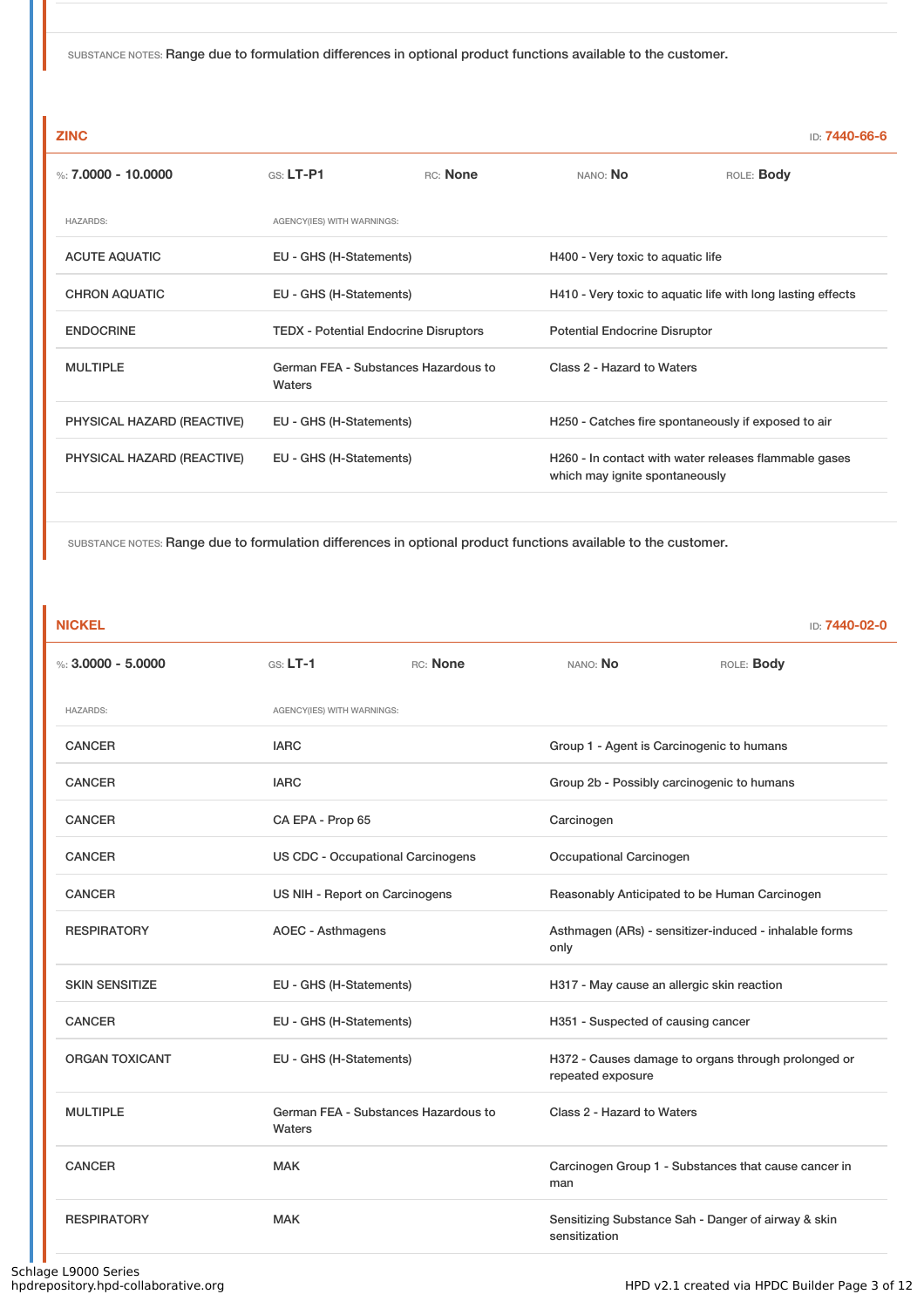SUBSTANCE NOTES: Range due to formulation differences in optional product functions available to the customer.

## ZINC

ID: **7440-66-6**

%: **7.0000 - 10.0000** GS: **LT-P1** RC: **None** NANO: **No** ROLE: **Body**

| HAZARDS: | AGENCY(IES) WITH WARNINGS: | |
|---|---|---|
| ACUTE AQUATIC | EU - GHS (H-Statements) | H400 - Very toxic to aquatic life |
| CHRON AQUATIC | EU - GHS (H-Statements) | H410 - Very toxic to aquatic life with long lasting effects |
| ENDOCRINE | TEDX - Potential Endocrine Disruptors | Potential Endocrine Disruptor |
| MULTIPLE | German FEA - Substances Hazardous to Waters | Class 2 - Hazard to Waters |
| PHYSICAL HAZARD (REACTIVE) | EU - GHS (H-Statements) | H250 - Catches fire spontaneously if exposed to air |
| PHYSICAL HAZARD (REACTIVE) | EU - GHS (H-Statements) | H260 - In contact with water releases flammable gases which may ignite spontaneously |

SUBSTANCE NOTES: Range due to formulation differences in optional product functions available to the customer.

## NICKEL

ID: **7440-02-0**

%: **3.0000 - 5.0000** GS: **LT-1** RC: **None** NANO: **No** ROLE: **Body**

| HAZARDS: | AGENCY(IES) WITH WARNINGS: | |
|---|---|---|
| CANCER | IARC | Group 1 - Agent is Carcinogenic to humans |
| CANCER | IARC | Group 2b - Possibly carcinogenic to humans |
| CANCER | CA EPA - Prop 65 | Carcinogen |
| CANCER | US CDC - Occupational Carcinogens | Occupational Carcinogen |
| CANCER | US NIH - Report on Carcinogens | Reasonably Anticipated to be Human Carcinogen |
| RESPIRATORY | AOEC - Asthmagens | Asthmagen (ARs) - sensitizer-induced - inhalable forms only |
| SKIN SENSITIZE | EU - GHS (H-Statements) | H317 - May cause an allergic skin reaction |
| CANCER | EU - GHS (H-Statements) | H351 - Suspected of causing cancer |
| ORGAN TOXICANT | EU - GHS (H-Statements) | H372 - Causes damage to organs through prolonged or repeated exposure |
| MULTIPLE | German FEA - Substances Hazardous to Waters | Class 2 - Hazard to Waters |
| CANCER | MAK | Carcinogen Group 1 - Substances that cause cancer in man |
| RESPIRATORY | MAK | Sensitizing Substance Sah - Danger of airway & skin sensitization |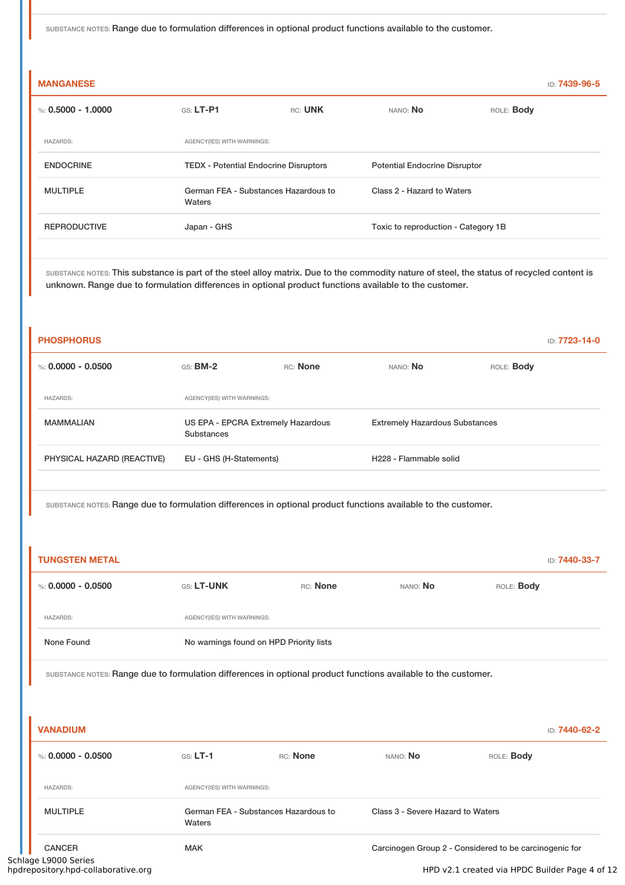SUBSTANCE NOTES: Range due to formulation differences in optional product functions available to the customer.

### MANGANESE

ID: 7439-96-5

%: **0.5000 - 1.0000** GS: **LT-P1** RC: **UNK** NANO: **No** ROLE: **Body**

| HAZARDS: | AGENCY(IES) WITH WARNINGS: | |
|---|---|---|
| ENDOCRINE | TEDX - Potential Endocrine Disruptors | Potential Endocrine Disruptor |
| MULTIPLE | German FEA - Substances Hazardous to Waters | Class 2 - Hazard to Waters |
| REPRODUCTIVE | Japan - GHS | Toxic to reproduction - Category 1B |

SUBSTANCE NOTES: This substance is part of the steel alloy matrix. Due to the commodity nature of steel, the status of recycled content is unknown. Range due to formulation differences in optional product functions available to the customer.

### PHOSPHORUS

ID: 7723-14-0

%: **0.0000 - 0.0500** GS: **BM-2** RC: **None** NANO: **No** ROLE: **Body**

| HAZARDS: | AGENCY(IES) WITH WARNINGS: | |
|---|---|---|
| MAMMALIAN | US EPA - EPCRA Extremely Hazardous Substances | Extremely Hazardous Substances |
| PHYSICAL HAZARD (REACTIVE) | EU - GHS (H-Statements) | H228 - Flammable solid |

SUBSTANCE NOTES: Range due to formulation differences in optional product functions available to the customer.

### TUNGSTEN METAL

ID: 7440-33-7

%: **0.0000 - 0.0500** GS: **LT-UNK** RC: **None** NANO: **No** ROLE: **Body**

| HAZARDS: | AGENCY(IES) WITH WARNINGS: |
|---|---|
| None Found | No warnings found on HPD Priority lists |

SUBSTANCE NOTES: Range due to formulation differences in optional product functions available to the customer.

### VANADIUM

ID: 7440-62-2

%: **0.0000 - 0.0500** GS: **LT-1** RC: **None** NANO: **No** ROLE: **Body**

| HAZARDS: | AGENCY(IES) WITH WARNINGS: | |
|---|---|---|
| MULTIPLE | German FEA - Substances Hazardous to Waters | Class 3 - Severe Hazard to Waters |
| CANCER | MAK | Carcinogen Group 2 - Considered to be carcinogenic for |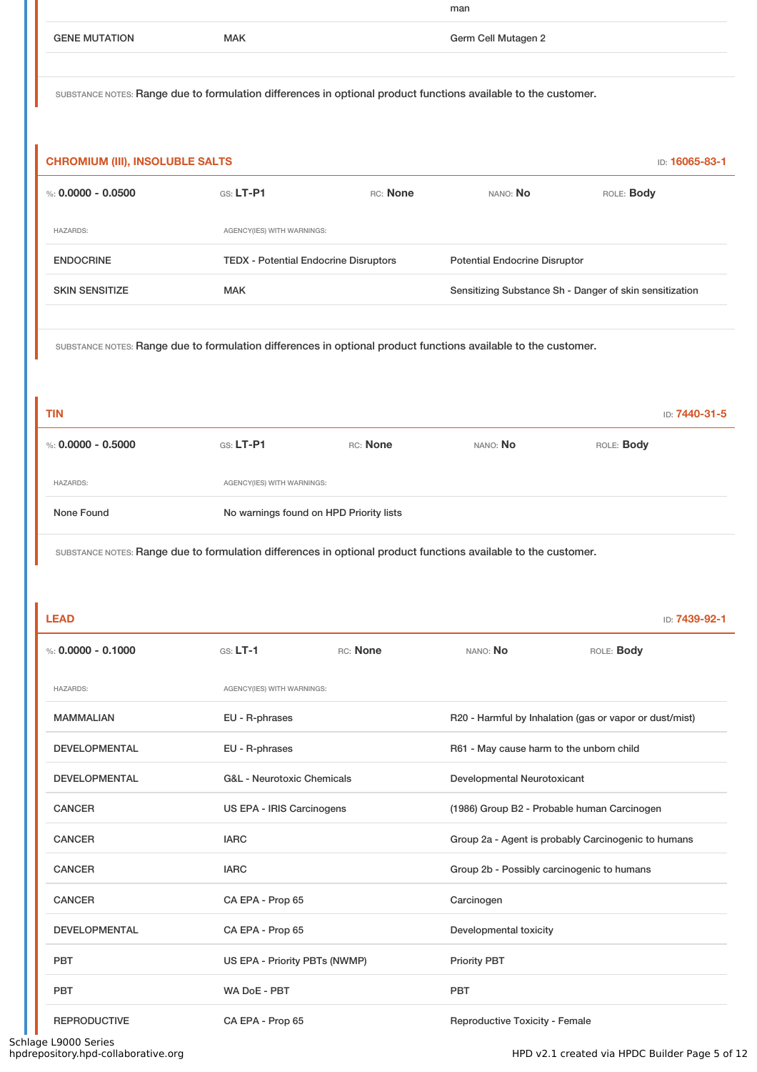| | | man |
|---|---|---|
| GENE MUTATION | MAK | Germ Cell Mutagen 2 |

SUBSTANCE NOTES: Range due to formulation differences in optional product functions available to the customer.

### CHROMIUM (III), INSOLUBLE SALTS

ID: **16065-83-1**

%: **0.0000 - 0.0500** GS: **LT-P1** RC: **None** NANO: **No** ROLE: **Body**

| HAZARDS: | AGENCY(IES) WITH WARNINGS: | |
|---|---|---|
| ENDOCRINE | TEDX - Potential Endocrine Disruptors | Potential Endocrine Disruptor |
| SKIN SENSITIZE | MAK | Sensitizing Substance Sh - Danger of skin sensitization |

SUBSTANCE NOTES: Range due to formulation differences in optional product functions available to the customer.

### TIN

ID: **7440-31-5**

%: **0.0000 - 0.5000** GS: **LT-P1** RC: **None** NANO: **No** ROLE: **Body**

| HAZARDS: | AGENCY(IES) WITH WARNINGS: |
|---|---|
| None Found | No warnings found on HPD Priority lists |

SUBSTANCE NOTES: Range due to formulation differences in optional product functions available to the customer.

### LEAD

ID: **7439-92-1**

%: **0.0000 - 0.1000** GS: **LT-1** RC: **None** NANO: **No** ROLE: **Body**

| HAZARDS: | AGENCY(IES) WITH WARNINGS: | |
|---|---|---|
| MAMMALIAN | EU - R-phrases | R20 - Harmful by Inhalation (gas or vapor or dust/mist) |
| DEVELOPMENTAL | EU - R-phrases | R61 - May cause harm to the unborn child |
| DEVELOPMENTAL | G&L - Neurotoxic Chemicals | Developmental Neurotoxicant |
| CANCER | US EPA - IRIS Carcinogens | (1986) Group B2 - Probable human Carcinogen |
| CANCER | IARC | Group 2a - Agent is probably Carcinogenic to humans |
| CANCER | IARC | Group 2b - Possibly carcinogenic to humans |
| CANCER | CA EPA - Prop 65 | Carcinogen |
| DEVELOPMENTAL | CA EPA - Prop 65 | Developmental toxicity |
| PBT | US EPA - Priority PBTs (NWMP) | Priority PBT |
| PBT | WA DoE - PBT | PBT |
| REPRODUCTIVE | CA EPA - Prop 65 | Reproductive Toxicity - Female |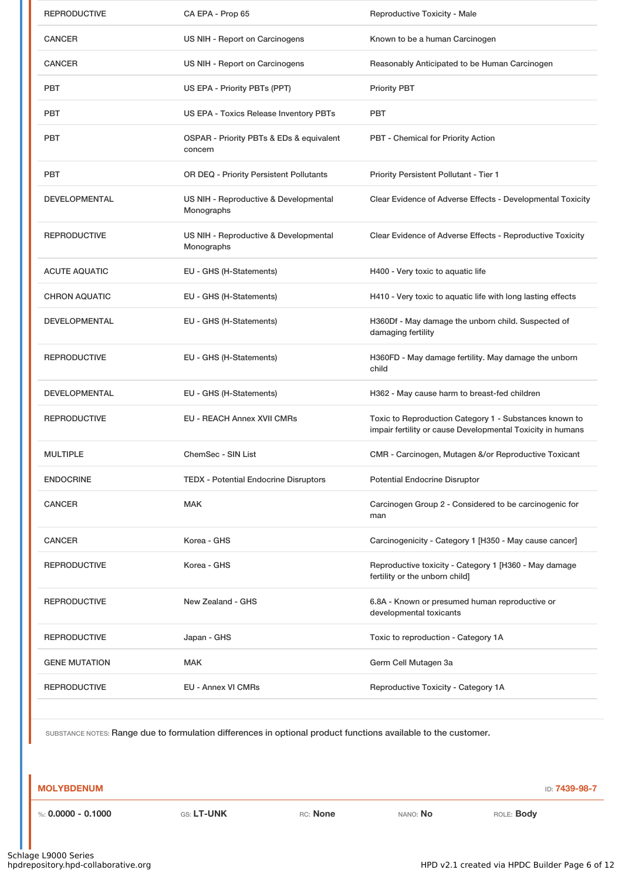| | | |
|---|---|---|
| REPRODUCTIVE | CA EPA - Prop 65 | Reproductive Toxicity - Male |
| CANCER | US NIH - Report on Carcinogens | Known to be a human Carcinogen |
| CANCER | US NIH - Report on Carcinogens | Reasonably Anticipated to be Human Carcinogen |
| PBT | US EPA - Priority PBTs (PPT) | Priority PBT |
| PBT | US EPA - Toxics Release Inventory PBTs | PBT |
| PBT | OSPAR - Priority PBTs & EDs & equivalent concern | PBT - Chemical for Priority Action |
| PBT | OR DEQ - Priority Persistent Pollutants | Priority Persistent Pollutant - Tier 1 |
| DEVELOPMENTAL | US NIH - Reproductive & Developmental Monographs | Clear Evidence of Adverse Effects - Developmental Toxicity |
| REPRODUCTIVE | US NIH - Reproductive & Developmental Monographs | Clear Evidence of Adverse Effects - Reproductive Toxicity |
| ACUTE AQUATIC | EU - GHS (H-Statements) | H400 - Very toxic to aquatic life |
| CHRON AQUATIC | EU - GHS (H-Statements) | H410 - Very toxic to aquatic life with long lasting effects |
| DEVELOPMENTAL | EU - GHS (H-Statements) | H360Df - May damage the unborn child. Suspected of damaging fertility |
| REPRODUCTIVE | EU - GHS (H-Statements) | H360FD - May damage fertility. May damage the unborn child |
| DEVELOPMENTAL | EU - GHS (H-Statements) | H362 - May cause harm to breast-fed children |
| REPRODUCTIVE | EU - REACH Annex XVII CMRs | Toxic to Reproduction Category 1 - Substances known to impair fertility or cause Developmental Toxicity in humans |
| MULTIPLE | ChemSec - SIN List | CMR - Carcinogen, Mutagen &/or Reproductive Toxicant |
| ENDOCRINE | TEDX - Potential Endocrine Disruptors | Potential Endocrine Disruptor |
| CANCER | MAK | Carcinogen Group 2 - Considered to be carcinogenic for man |
| CANCER | Korea - GHS | Carcinogenicity - Category 1 [H350 - May cause cancer] |
| REPRODUCTIVE | Korea - GHS | Reproductive toxicity - Category 1 [H360 - May damage fertility or the unborn child] |
| REPRODUCTIVE | New Zealand - GHS | 6.8A - Known or presumed human reproductive or developmental toxicants |
| REPRODUCTIVE | Japan - GHS | Toxic to reproduction - Category 1A |
| GENE MUTATION | MAK | Germ Cell Mutagen 3a |
| REPRODUCTIVE | EU - Annex VI CMRs | Reproductive Toxicity - Category 1A |

SUBSTANCE NOTES: Range due to formulation differences in optional product functions available to the customer.

## MOLYBDENUM

ID: 7439-98-7

%: **0.0000 - 0.1000** GS: **LT-UNK** RC: **None** NANO: **No** ROLE: **Body**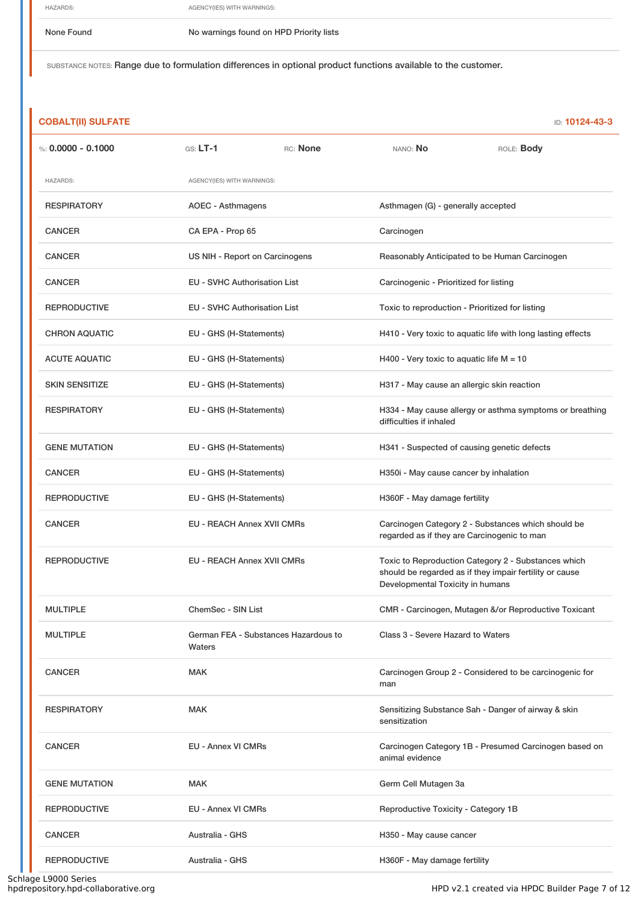| HAZARDS: | AGENCY(IES) WITH WARNINGS: |
| --- | --- |
| None Found | No warnings found on HPD Priority lists |

SUBSTANCE NOTES: Range due to formulation differences in optional product functions available to the customer.

## COBALT(II) SULFATE

ID: **10124-43-3**

%: **0.0000 - 0.1000** GS: **LT-1** RC: **None** NANO: **No** ROLE: **Body**

| HAZARDS: | AGENCY(IES) WITH WARNINGS: | |
| --- | --- | --- |
| RESPIRATORY | AOEC - Asthmagens | Asthmagen (G) - generally accepted |
| CANCER | CA EPA - Prop 65 | Carcinogen |
| CANCER | US NIH - Report on Carcinogens | Reasonably Anticipated to be Human Carcinogen |
| CANCER | EU - SVHC Authorisation List | Carcinogenic - Prioritized for listing |
| REPRODUCTIVE | EU - SVHC Authorisation List | Toxic to reproduction - Prioritized for listing |
| CHRON AQUATIC | EU - GHS (H-Statements) | H410 - Very toxic to aquatic life with long lasting effects |
| ACUTE AQUATIC | EU - GHS (H-Statements) | H400 - Very toxic to aquatic life M = 10 |
| SKIN SENSITIZE | EU - GHS (H-Statements) | H317 - May cause an allergic skin reaction |
| RESPIRATORY | EU - GHS (H-Statements) | H334 - May cause allergy or asthma symptoms or breathing difficulties if inhaled |
| GENE MUTATION | EU - GHS (H-Statements) | H341 - Suspected of causing genetic defects |
| CANCER | EU - GHS (H-Statements) | H350i - May cause cancer by inhalation |
| REPRODUCTIVE | EU - GHS (H-Statements) | H360F - May damage fertility |
| CANCER | EU - REACH Annex XVII CMRs | Carcinogen Category 2 - Substances which should be regarded as if they are Carcinogenic to man |
| REPRODUCTIVE | EU - REACH Annex XVII CMRs | Toxic to Reproduction Category 2 - Substances which should be regarded as if they impair fertility or cause Developmental Toxicity in humans |
| MULTIPLE | ChemSec - SIN List | CMR - Carcinogen, Mutagen &/or Reproductive Toxicant |
| MULTIPLE | German FEA - Substances Hazardous to Waters | Class 3 - Severe Hazard to Waters |
| CANCER | MAK | Carcinogen Group 2 - Considered to be carcinogenic for man |
| RESPIRATORY | MAK | Sensitizing Substance Sah - Danger of airway & skin sensitization |
| CANCER | EU - Annex VI CMRs | Carcinogen Category 1B - Presumed Carcinogen based on animal evidence |
| GENE MUTATION | MAK | Germ Cell Mutagen 3a |
| REPRODUCTIVE | EU - Annex VI CMRs | Reproductive Toxicity - Category 1B |
| CANCER | Australia - GHS | H350 - May cause cancer |
| REPRODUCTIVE | Australia - GHS | H360F - May damage fertility |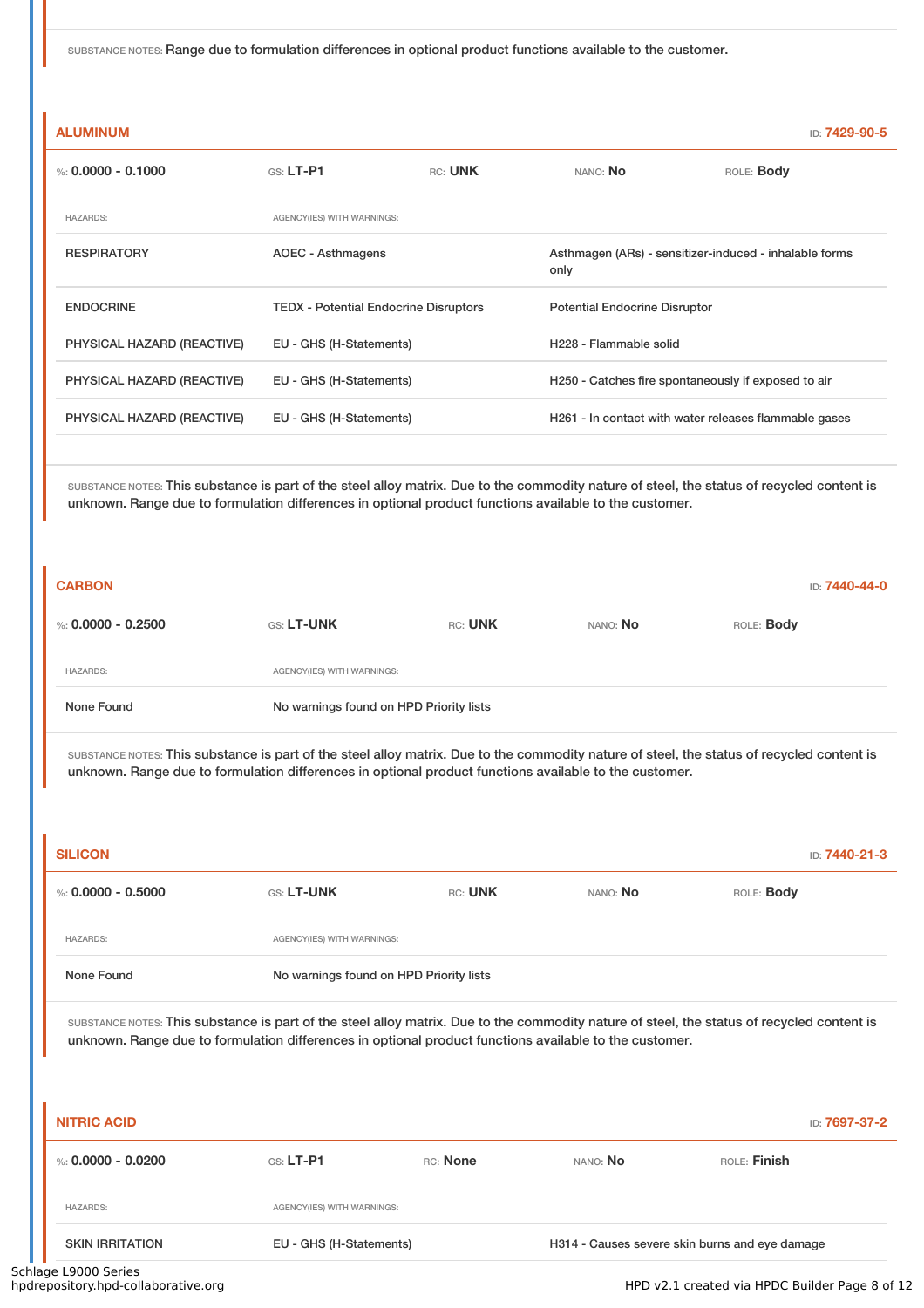SUBSTANCE NOTES: Range due to formulation differences in optional product functions available to the customer.

### ALUMINUM

ID: 7429-90-5

%: **0.0000 - 0.1000** GS: **LT-P1** RC: **UNK** NANO: **No** ROLE: **Body**

| HAZARDS: | AGENCY(IES) WITH WARNINGS: | |
|---|---|---|
| RESPIRATORY | AOEC - Asthmagens | Asthmagen (ARs) - sensitizer-induced - inhalable forms only |
| ENDOCRINE | TEDX - Potential Endocrine Disruptors | Potential Endocrine Disruptor |
| PHYSICAL HAZARD (REACTIVE) | EU - GHS (H-Statements) | H228 - Flammable solid |
| PHYSICAL HAZARD (REACTIVE) | EU - GHS (H-Statements) | H250 - Catches fire spontaneously if exposed to air |
| PHYSICAL HAZARD (REACTIVE) | EU - GHS (H-Statements) | H261 - In contact with water releases flammable gases |

SUBSTANCE NOTES: This substance is part of the steel alloy matrix. Due to the commodity nature of steel, the status of recycled content is unknown. Range due to formulation differences in optional product functions available to the customer.

### CARBON

ID: 7440-44-0

%: **0.0000 - 0.2500** GS: **LT-UNK** RC: **UNK** NANO: **No** ROLE: **Body**

| HAZARDS: | AGENCY(IES) WITH WARNINGS: |
|---|---|
| None Found | No warnings found on HPD Priority lists |

SUBSTANCE NOTES: This substance is part of the steel alloy matrix. Due to the commodity nature of steel, the status of recycled content is unknown. Range due to formulation differences in optional product functions available to the customer.

### SILICON

ID: 7440-21-3

%: **0.0000 - 0.5000** GS: **LT-UNK** RC: **UNK** NANO: **No** ROLE: **Body**

| HAZARDS: | AGENCY(IES) WITH WARNINGS: |
|---|---|
| None Found | No warnings found on HPD Priority lists |

SUBSTANCE NOTES: This substance is part of the steel alloy matrix. Due to the commodity nature of steel, the status of recycled content is unknown. Range due to formulation differences in optional product functions available to the customer.

### NITRIC ACID

ID: 7697-37-2

%: **0.0000 - 0.0200** GS: **LT-P1** RC: **None** NANO: **No** ROLE: **Finish**

| HAZARDS: | AGENCY(IES) WITH WARNINGS: | |
|---|---|---|
| SKIN IRRITATION | EU - GHS (H-Statements) | H314 - Causes severe skin burns and eye damage |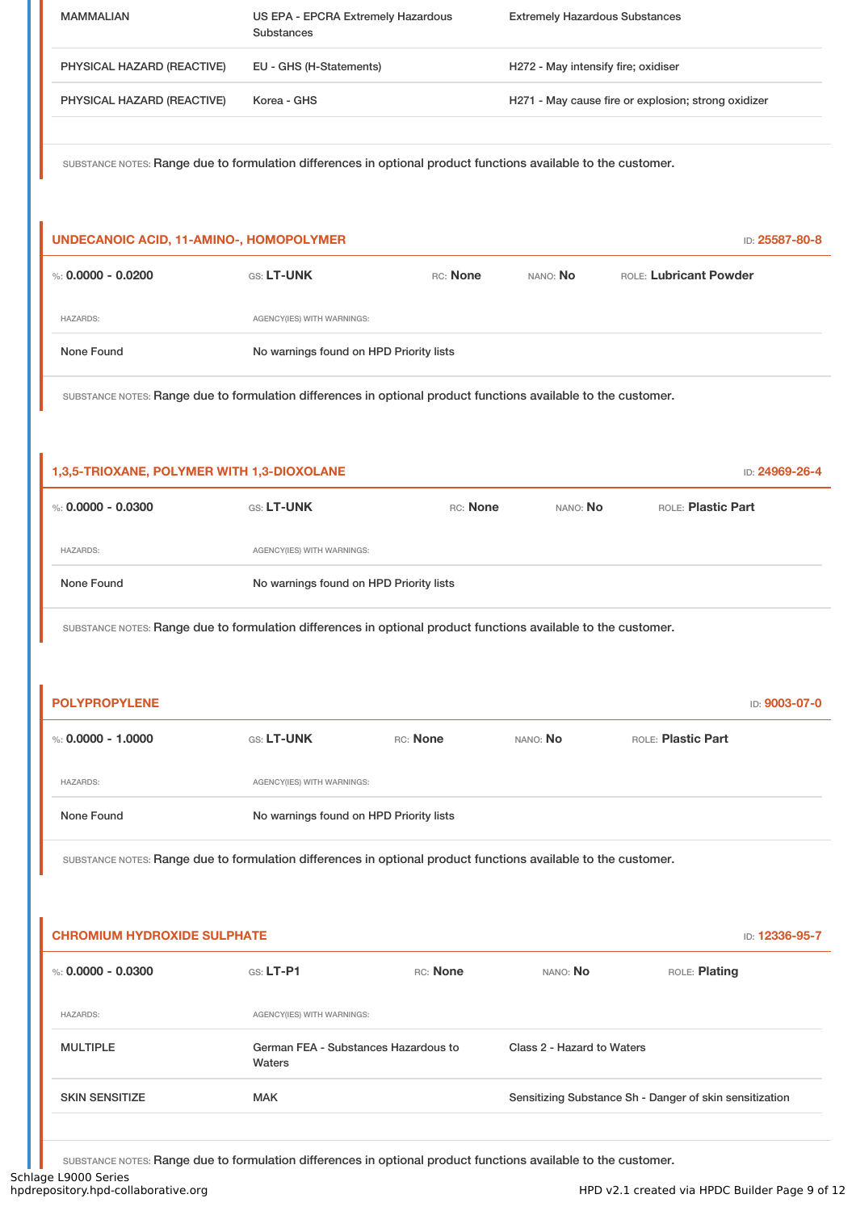| | | |
|---|---|---|
| MAMMALIAN | US EPA - EPCRA Extremely Hazardous Substances | Extremely Hazardous Substances |
| PHYSICAL HAZARD (REACTIVE) | EU - GHS (H-Statements) | H272 - May intensify fire; oxidiser |
| PHYSICAL HAZARD (REACTIVE) | Korea - GHS | H271 - May cause fire or explosion; strong oxidizer |

SUBSTANCE NOTES: Range due to formulation differences in optional product functions available to the customer.

### UNDECANOIC ACID, 11-AMINO-, HOMOPOLYMER

ID: 25587-80-8

%: **0.0000 - 0.0200** GS: **LT-UNK** RC: **None** NANO: **No** ROLE: **Lubricant Powder**

| HAZARDS: | AGENCY(IES) WITH WARNINGS: |
|---|---|
| None Found | No warnings found on HPD Priority lists |

SUBSTANCE NOTES: Range due to formulation differences in optional product functions available to the customer.

### 1,3,5-TRIOXANE, POLYMER WITH 1,3-DIOXOLANE

ID: 24969-26-4

%: **0.0000 - 0.0300** GS: **LT-UNK** RC: **None** NANO: **No** ROLE: **Plastic Part**

| HAZARDS: | AGENCY(IES) WITH WARNINGS: |
|---|---|
| None Found | No warnings found on HPD Priority lists |

SUBSTANCE NOTES: Range due to formulation differences in optional product functions available to the customer.

### POLYPROPYLENE

ID: 9003-07-0

%: **0.0000 - 1.0000** GS: **LT-UNK** RC: **None** NANO: **No** ROLE: **Plastic Part**

| HAZARDS: | AGENCY(IES) WITH WARNINGS: |
|---|---|
| None Found | No warnings found on HPD Priority lists |

SUBSTANCE NOTES: Range due to formulation differences in optional product functions available to the customer.

### CHROMIUM HYDROXIDE SULPHATE

ID: 12336-95-7

%: **0.0000 - 0.0300** GS: **LT-P1** RC: **None** NANO: **No** ROLE: **Plating**

| HAZARDS: | AGENCY(IES) WITH WARNINGS: | |
|---|---|---|
| MULTIPLE | German FEA - Substances Hazardous to Waters | Class 2 - Hazard to Waters |
| SKIN SENSITIZE | MAK | Sensitizing Substance Sh - Danger of skin sensitization |

SUBSTANCE NOTES: Range due to formulation differences in optional product functions available to the customer.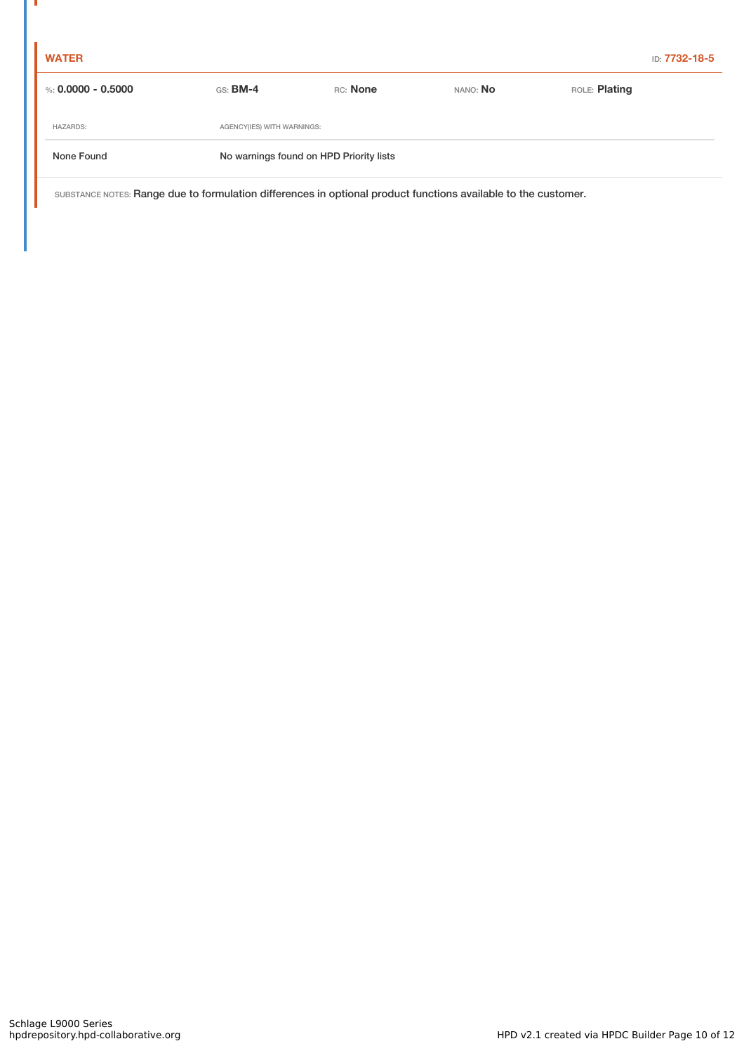**WATER** ID: **7732-18-5**

| %: **0.0000 - 0.5000** | GS: **BM-4** | RC: **None** | NANO: **No** | ROLE: **Plating** |
|---|---|---|---|---|

| HAZARDS: | AGENCY(IES) WITH WARNINGS: |
|---|---|
| None Found | No warnings found on HPD Priority lists |

SUBSTANCE NOTES: Range due to formulation differences in optional product functions available to the customer.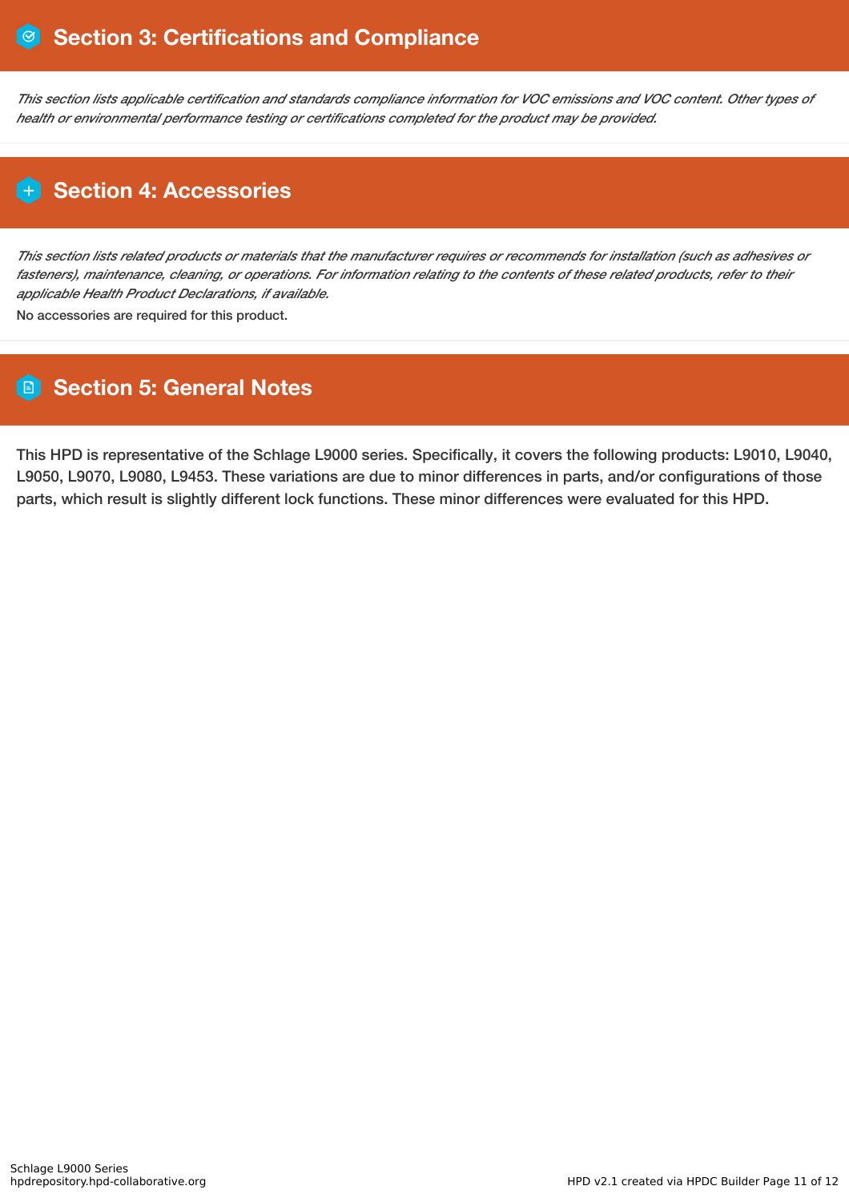## Section 3: Certifications and Compliance

*This section lists applicable certification and standards compliance information for VOC emissions and VOC content. Other types of health or environmental performance testing or certifications completed for the product may be provided.*

## Section 4: Accessories

*This section lists related products or materials that the manufacturer requires or recommends for installation (such as adhesives or fasteners), maintenance, cleaning, or operations. For information relating to the contents of these related products, refer to their applicable Health Product Declarations, if available.*

No accessories are required for this product.

## Section 5: General Notes

This HPD is representative of the Schlage L9000 series. Specifically, it covers the following products: L9010, L9040, L9050, L9070, L9080, L9453. These variations are due to minor differences in parts, and/or configurations of those parts, which result is slightly different lock functions. These minor differences were evaluated for this HPD.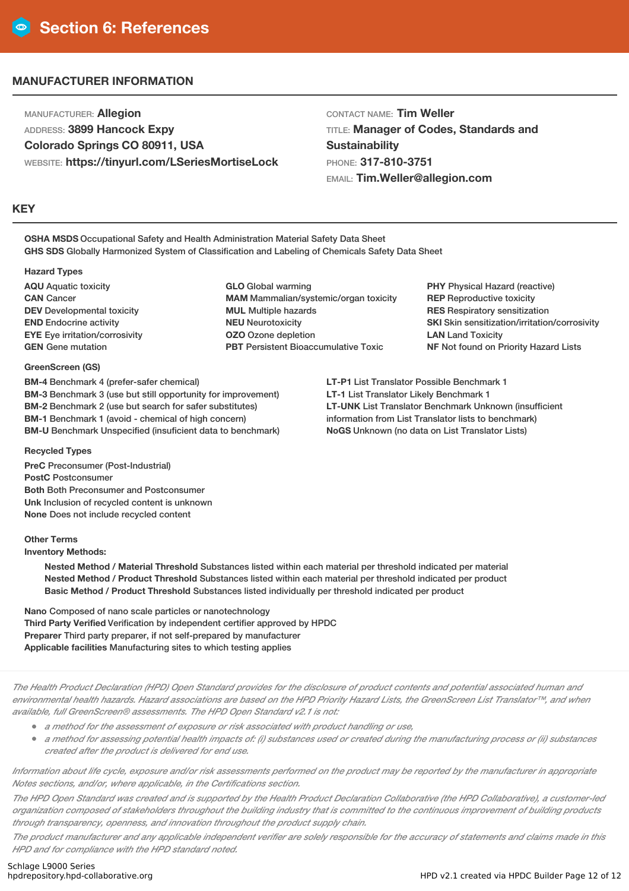# Section 6: References

## MANUFACTURER INFORMATION

MANUFACTURER: **Allegion**
ADDRESS: **3899 Hancock Expy**
**Colorado Springs CO 80911, USA**
WEBSITE: **https://tinyurl.com/LSeriesMortiseLock**

CONTACT NAME: **Tim Weller**
TITLE: **Manager of Codes, Standards and Sustainability**
PHONE: **317-810-3751**
EMAIL: **Tim.Weller@allegion.com**

## KEY

**OSHA MSDS** Occupational Safety and Health Administration Material Safety Data Sheet
**GHS SDS** Globally Harmonized System of Classification and Labeling of Chemicals Safety Data Sheet

**Hazard Types**

**AQU** Aquatic toxicity
**CAN** Cancer
**DEV** Developmental toxicity
**END** Endocrine activity
**EYE** Eye irritation/corrosivity
**GEN** Gene mutation
**GLO** Global warming
**MAM** Mammalian/systemic/organ toxicity
**MUL** Multiple hazards
**NEU** Neurotoxicity
**OZO** Ozone depletion
**PBT** Persistent Bioaccumulative Toxic
**PHY** Physical Hazard (reactive)
**REP** Reproductive toxicity
**RES** Respiratory sensitization
**SKI** Skin sensitization/irritation/corrosivity
**LAN** Land Toxicity
**NF** Not found on Priority Hazard Lists

**GreenScreen (GS)**

**BM-4** Benchmark 4 (prefer-safer chemical)
**BM-3** Benchmark 3 (use but still opportunity for improvement)
**BM-2** Benchmark 2 (use but search for safer substitutes)
**BM-1** Benchmark 1 (avoid - chemical of high concern)
**BM-U** Benchmark Unspecified (insuficient data to benchmark)
**LT-P1** List Translator Possible Benchmark 1
**LT-1** List Translator Likely Benchmark 1
**LT-UNK** List Translator Benchmark Unknown (insufficient information from List Translator lists to benchmark)
**NoGS** Unknown (no data on List Translator Lists)

**Recycled Types**

**PreC** Preconsumer (Post-Industrial)
**PostC** Postconsumer
**Both** Both Preconsumer and Postconsumer
**Unk** Inclusion of recycled content is unknown
**None** Does not include recycled content

**Other Terms**
**Inventory Methods:**

- **Nested Method / Material Threshold** Substances listed within each material per threshold indicated per material
- **Nested Method / Product Threshold** Substances listed within each material per threshold indicated per product
- **Basic Method / Product Threshold** Substances listed individually per threshold indicated per product

**Nano** Composed of nano scale particles or nanotechnology
**Third Party Verified** Verification by independent certifier approved by HPDC
**Preparer** Third party preparer, if not self-prepared by manufacturer
**Applicable facilities** Manufacturing sites to which testing applies

*The Health Product Declaration (HPD) Open Standard provides for the disclosure of product contents and potential associated human and environmental health hazards. Hazard associations are based on the HPD Priority Hazard Lists, the GreenScreen List Translator™, and when available, full GreenScreen® assessments. The HPD Open Standard v2.1 is not:*

- *a method for the assessment of exposure or risk associated with product handling or use,*
- *a method for assessing potential health impacts of: (i) substances used or created during the manufacturing process or (ii) substances created after the product is delivered for end use.*

*Information about life cycle, exposure and/or risk assessments performed on the product may be reported by the manufacturer in appropriate Notes sections, and/or, where applicable, in the Certifications section.*

*The HPD Open Standard was created and is supported by the Health Product Declaration Collaborative (the HPD Collaborative), a customer-led organization composed of stakeholders throughout the building industry that is committed to the continuous improvement of building products through transparency, openness, and innovation throughout the product supply chain.*

*The product manufacturer and any applicable independent verifier are solely responsible for the accuracy of statements and claims made in this HPD and for compliance with the HPD standard noted.*